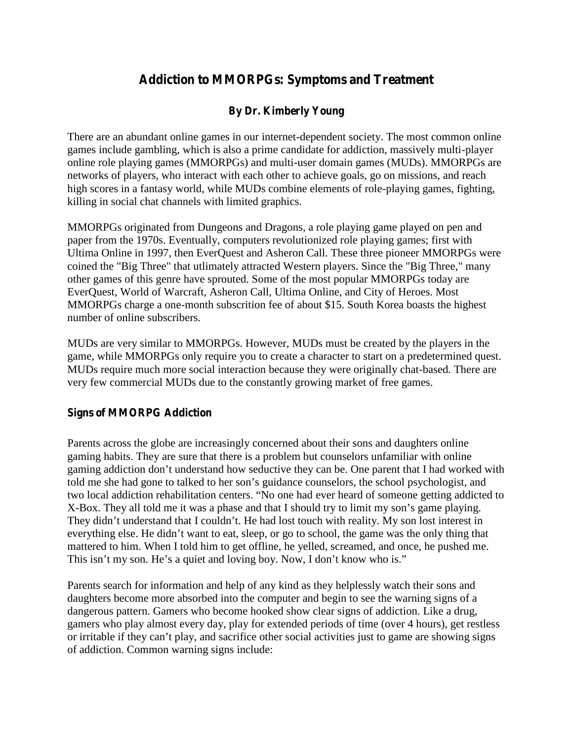# Addiction to MMORPGs: Symptoms and Treatment

### By Dr. Kimberly Young

There are an abundant online games in our internet-dependent society. The most common online games include gambling, which is also a prime candidate for addiction, massively multi-player online role playing games (MMORPGs) and multi-user domain games (MUDs). MMORPGs are networks of players, who interact with each other to achieve goals, go on missions, and reach high scores in a fantasy world, while MUDs combine elements of role-playing games, fighting, killing in social chat channels with limited graphics.

MMORPGs originated from Dungeons and Dragons, a role playing game played on pen and paper from the 1970s. Eventually, computers revolutionized role playing games; first with Ultima Online in 1997, then EverQuest and Asheron Call. These three pioneer MMORPGs were coined the "Big Three" that utlimately attracted Western players. Since the "Big Three," many other games of this genre have sprouted. Some of the most popular MMORPGs today are EverQuest, World of Warcraft, Asheron Call, Ultima Online, and City of Heroes. Most MMORPGs charge a one-month subscrition fee of about $15. South Korea boasts the highest number of online subscribers.

MUDs are very similar to MMORPGs. However, MUDs must be created by the players in the game, while MMORPGs only require you to create a character to start on a predetermined quest. MUDs require much more social interaction because they were originally chat-based. There are very few commercial MUDs due to the constantly growing market of free games.

## Signs of MMORPG Addiction

Parents across the globe are increasingly concerned about their sons and daughters online gaming habits. They are sure that there is a problem but counselors unfamiliar with online gaming addiction don't understand how seductive they can be. One parent that I had worked with told me she had gone to talked to her son's guidance counselors, the school psychologist, and two local addiction rehabilitation centers. "No one had ever heard of someone getting addicted to X-Box. They all told me it was a phase and that I should try to limit my son's game playing. They didn't understand that I couldn't. He had lost touch with reality. My son lost interest in everything else. He didn't want to eat, sleep, or go to school, the game was the only thing that mattered to him. When I told him to get offline, he yelled, screamed, and once, he pushed me. This isn't my son. He's a quiet and loving boy. Now, I don't know who is."

Parents search for information and help of any kind as they helplessly watch their sons and daughters become more absorbed into the computer and begin to see the warning signs of a dangerous pattern. Gamers who become hooked show clear signs of addiction. Like a drug, gamers who play almost every day, play for extended periods of time (over 4 hours), get restless or irritable if they can't play, and sacrifice other social activities just to game are showing signs of addiction. Common warning signs include: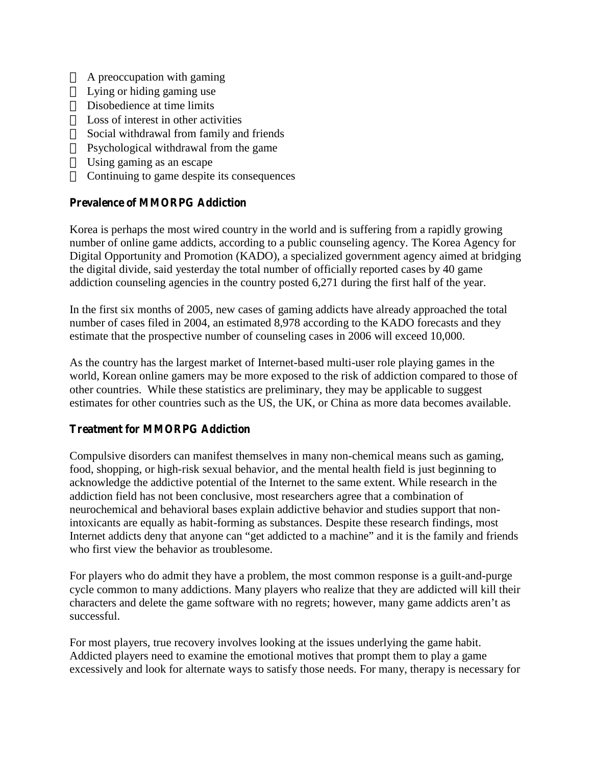- A preoccupation with gaming
- Lying or hiding gaming use
- Disobedience at time limits
- Loss of interest in other activities
- Social withdrawal from family and friends
- Psychological withdrawal from the game
- Using gaming as an escape
- Continuing to game despite its consequences

### Prevalence of MMORPG Addiction

Korea is perhaps the most wired country in the world and is suffering from a rapidly growing number of online game addicts, according to a public counseling agency. The Korea Agency for Digital Opportunity and Promotion (KADO), a specialized government agency aimed at bridging the digital divide, said yesterday the total number of officially reported cases by 40 game addiction counseling agencies in the country posted 6,271 during the first half of the year.

In the first six months of 2005, new cases of gaming addicts have already approached the total number of cases filed in 2004, an estimated 8,978 according to the KADO forecasts and they estimate that the prospective number of counseling cases in 2006 will exceed 10,000.

As the country has the largest market of Internet-based multi-user role playing games in the world, Korean online gamers may be more exposed to the risk of addiction compared to those of other countries. While these statistics are preliminary, they may be applicable to suggest estimates for other countries such as the US, the UK, or China as more data becomes available.

### Treatment for MMORPG Addiction

Compulsive disorders can manifest themselves in many non-chemical means such as gaming, food, shopping, or high-risk sexual behavior, and the mental health field is just beginning to acknowledge the addictive potential of the Internet to the same extent. While research in the addiction field has not been conclusive, most researchers agree that a combination of neurochemical and behavioral bases explain addictive behavior and studies support that non-intoxicants are equally as habit-forming as substances. Despite these research findings, most Internet addicts deny that anyone can "get addicted to a machine" and it is the family and friends who first view the behavior as troublesome.

For players who do admit they have a problem, the most common response is a guilt-and-purge cycle common to many addictions. Many players who realize that they are addicted will kill their characters and delete the game software with no regrets; however, many game addicts aren't as successful.

For most players, true recovery involves looking at the issues underlying the game habit. Addicted players need to examine the emotional motives that prompt them to play a game excessively and look for alternate ways to satisfy those needs. For many, therapy is necessary for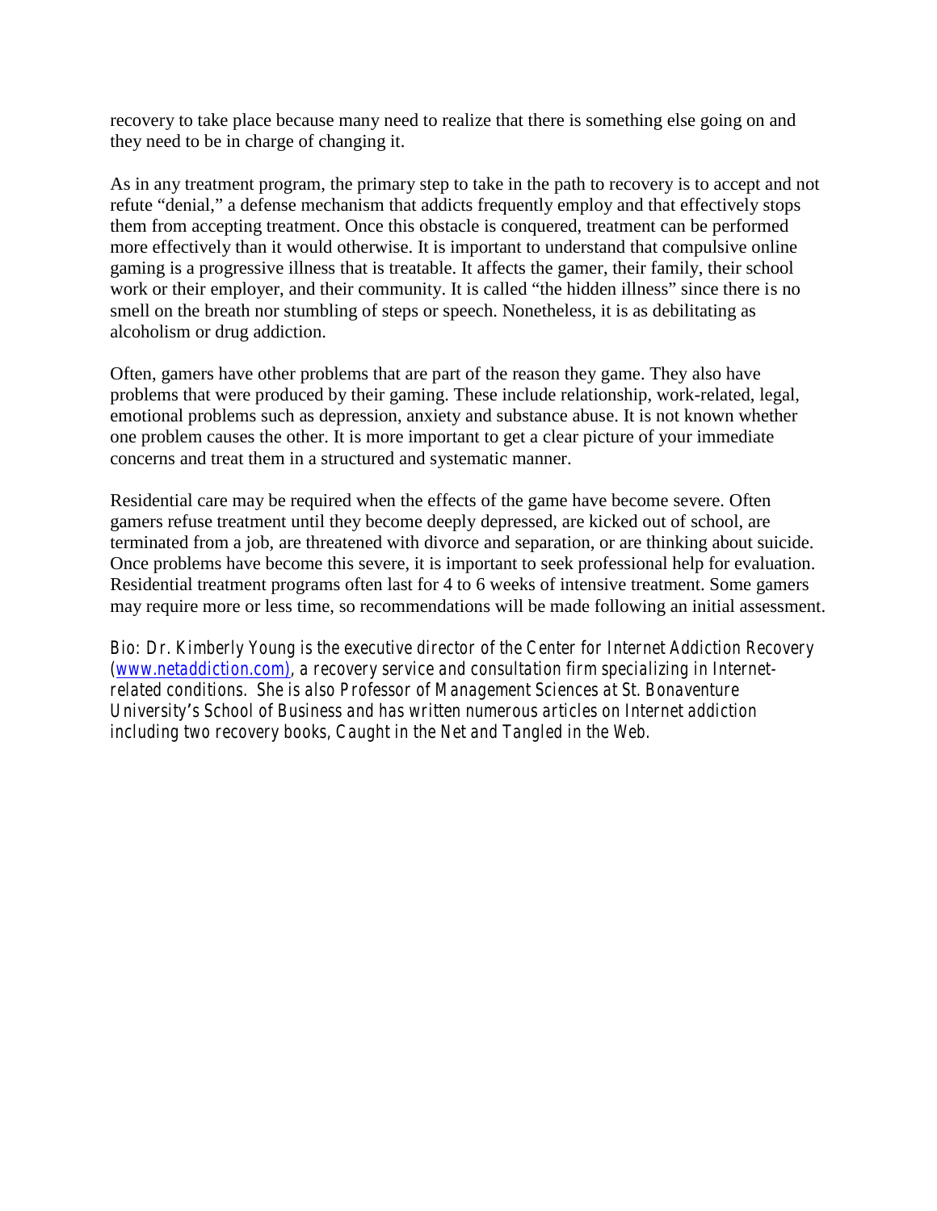recovery to take place because many need to realize that there is something else going on and they need to be in charge of changing it.

As in any treatment program, the primary step to take in the path to recovery is to accept and not refute "denial," a defense mechanism that addicts frequently employ and that effectively stops them from accepting treatment. Once this obstacle is conquered, treatment can be performed more effectively than it would otherwise. It is important to understand that compulsive online gaming is a progressive illness that is treatable. It affects the gamer, their family, their school work or their employer, and their community. It is called "the hidden illness" since there is no smell on the breath nor stumbling of steps or speech. Nonetheless, it is as debilitating as alcoholism or drug addiction.

Often, gamers have other problems that are part of the reason they game. They also have problems that were produced by their gaming. These include relationship, work-related, legal, emotional problems such as depression, anxiety and substance abuse. It is not known whether one problem causes the other. It is more important to get a clear picture of your immediate concerns and treat them in a structured and systematic manner.

Residential care may be required when the effects of the game have become severe. Often gamers refuse treatment until they become deeply depressed, are kicked out of school, are terminated from a job, are threatened with divorce and separation, or are thinking about suicide. Once problems have become this severe, it is important to seek professional help for evaluation. Residential treatment programs often last for 4 to 6 weeks of intensive treatment. Some gamers may require more or less time, so recommendations will be made following an initial assessment.

*Bio: Dr. Kimberly Young is the executive director of the Center for Internet Addiction Recovery (www.netaddiction.com), a recovery service and consultation firm specializing in Internet-related conditions. She is also Professor of Management Sciences at St. Bonaventure University's School of Business and has written numerous articles on Internet addiction including two recovery books, Caught in the Net and Tangled in the Web.*